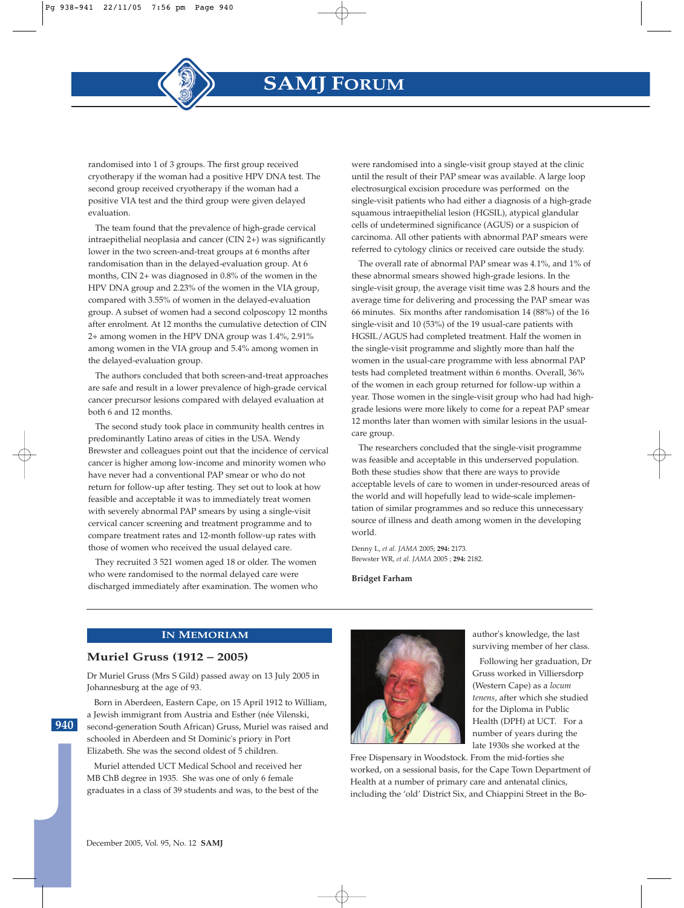randomised into 1 of 3 groups. The first group received cryotherapy if the woman had a positive HPV DNA test. The second group received cryotherapy if the woman had a positive VIA test and the third group were given delayed evaluation.

The team found that the prevalence of high-grade cervical intraepithelial neoplasia and cancer (CIN 2+) was significantly lower in the two screen-and-treat groups at 6 months after randomisation than in the delayed-evaluation group. At 6 months, CIN 2+ was diagnosed in 0.8% of the women in the HPV DNA group and 2.23% of the women in the VIA group, compared with 3.55% of women in the delayed-evaluation group. A subset of women had a second colposcopy 12 months after enrolment. At 12 months the cumulative detection of CIN 2+ among women in the HPV DNA group was 1.4%, 2.91% among women in the VIA group and 5.4% among women in the delayed-evaluation group.

The authors concluded that both screen-and-treat approaches are safe and result in a lower prevalence of high-grade cervical cancer precursor lesions compared with delayed evaluation at both 6 and 12 months.

The second study took place in community health centres in predominantly Latino areas of cities in the USA. Wendy Brewster and colleagues point out that the incidence of cervical cancer is higher among low-income and minority women who have never had a conventional PAP smear or who do not return for follow-up after testing. They set out to look at how feasible and acceptable it was to immediately treat women with severely abnormal PAP smears by using a single-visit cervical cancer screening and treatment programme and to compare treatment rates and 12-month follow-up rates with those of women who received the usual delayed care.

They recruited 3 521 women aged 18 or older. The women who were randomised to the normal delayed care were discharged immediately after examination. The women who were randomised into a single-visit group stayed at the clinic until the result of their PAP smear was available. A large loop electrosurgical excision procedure was performed on the single-visit patients who had either a diagnosis of a high-grade squamous intraepithelial lesion (HGSIL), atypical glandular cells of undetermined significance (AGUS) or a suspicion of carcinoma. All other patients with abnormal PAP smears were referred to cytology clinics or received care outside the study.

The overall rate of abnormal PAP smear was 4.1%, and 1% of these abnormal smears showed high-grade lesions. In the single-visit group, the average visit time was 2.8 hours and the average time for delivering and processing the PAP smear was 66 minutes. Six months after randomisation 14 (88%) of the 16 single-visit and 10 (53%) of the 19 usual-care patients with HGSIL/AGUS had completed treatment. Half the women in the single-visit programme and slightly more than half the women in the usual-care programme with less abnormal PAP tests had completed treatment within 6 months. Overall, 36% of the women in each group returned for follow-up within a year. Those women in the single-visit group who had had high-grade lesions were more likely to come for a repeat PAP smear 12 months later than women with similar lesions in the usual-care group.

The researchers concluded that the single-visit programme was feasible and acceptable in this underserved population. Both these studies show that there are ways to provide acceptable levels of care to women in under-resourced areas of the world and will hopefully lead to wide-scale implementation of similar programmes and so reduce this unnecessary source of illness and death among women in the developing world.

Denny L, *et al. JAMA* 2005; **294:** 2173.
Brewster WR, *et al. JAMA* 2005 ; **294:** 2182.

**Bridget Farham**

## IN MEMORIAM

### Muriel Gruss (1912 – 2005)

Dr Muriel Gruss (Mrs S Gild) passed away on 13 July 2005 in Johannesburg at the age of 93.

Born in Aberdeen, Eastern Cape, on 15 April 1912 to William, a Jewish immigrant from Austria and Esther (née Vilenski, second-generation South African) Gruss, Muriel was raised and schooled in Aberdeen and St Dominic's priory in Port Elizabeth. She was the second oldest of 5 children.

Muriel attended UCT Medical School and received her MB ChB degree in 1935. She was one of only 6 female graduates in a class of 39 students and was, to the best of the author's knowledge, the last surviving member of her class.

Following her graduation, Dr Gruss worked in Villiersdorp (Western Cape) as a *locum tenens*, after which she studied for the Diploma in Public Health (DPH) at UCT. For a number of years during the late 1930s she worked at the Free Dispensary in Woodstock. From the mid-forties she worked, on a sessional basis, for the Cape Town Department of Health at a number of primary care and antenatal clinics, including the 'old' District Six, and Chiappini Street in the Bo-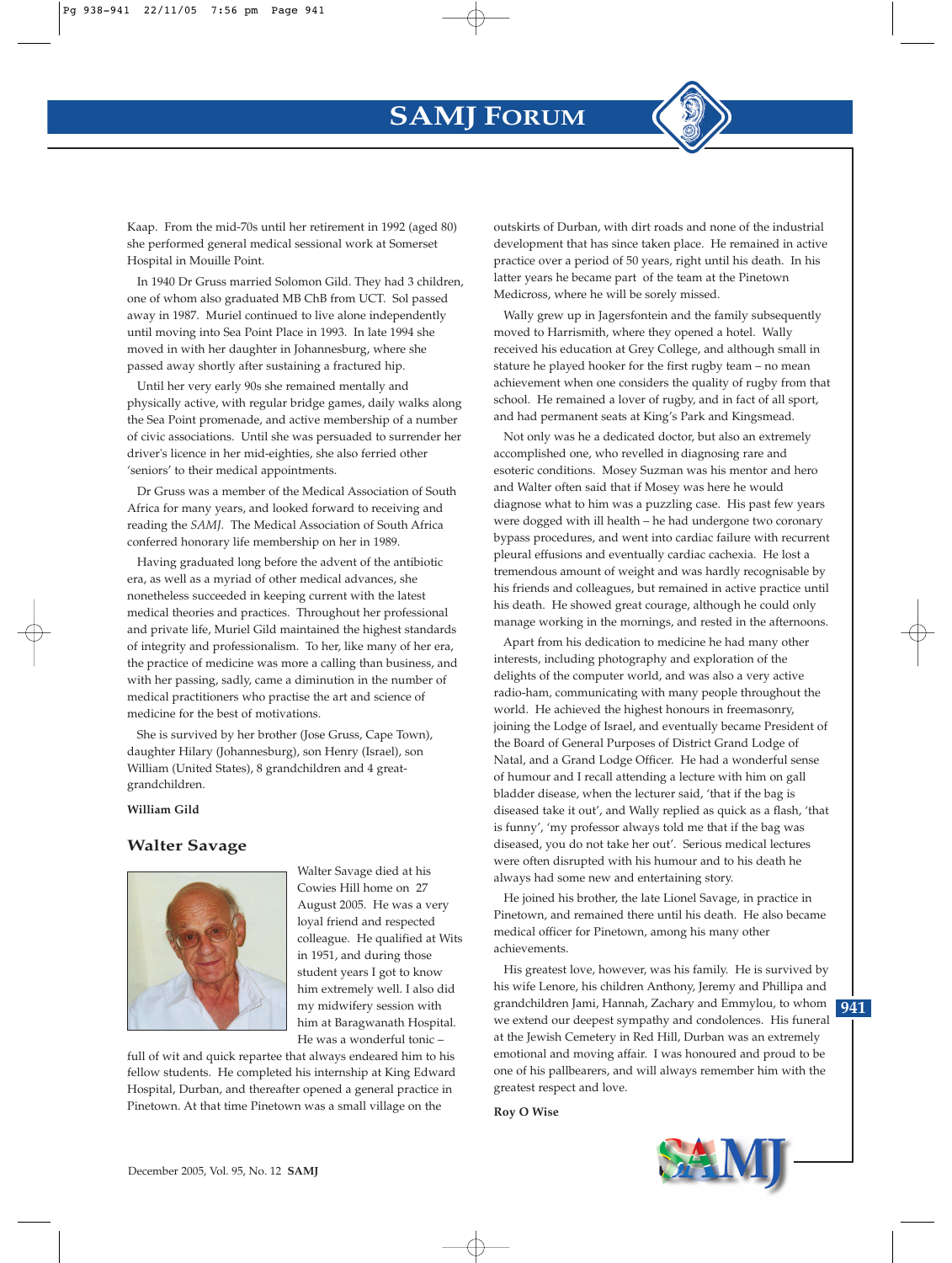Kaap. From the mid-70s until her retirement in 1992 (aged 80) she performed general medical sessional work at Somerset Hospital in Mouille Point.

In 1940 Dr Gruss married Solomon Gild. They had 3 children, one of whom also graduated MB ChB from UCT. Sol passed away in 1987. Muriel continued to live alone independently until moving into Sea Point Place in 1993. In late 1994 she moved in with her daughter in Johannesburg, where she passed away shortly after sustaining a fractured hip.

Until her very early 90s she remained mentally and physically active, with regular bridge games, daily walks along the Sea Point promenade, and active membership of a number of civic associations. Until she was persuaded to surrender her driver's licence in her mid-eighties, she also ferried other 'seniors' to their medical appointments.

Dr Gruss was a member of the Medical Association of South Africa for many years, and looked forward to receiving and reading the *SAMJ*. The Medical Association of South Africa conferred honorary life membership on her in 1989.

Having graduated long before the advent of the antibiotic era, as well as a myriad of other medical advances, she nonetheless succeeded in keeping current with the latest medical theories and practices. Throughout her professional and private life, Muriel Gild maintained the highest standards of integrity and professionalism. To her, like many of her era, the practice of medicine was more a calling than business, and with her passing, sadly, came a diminution in the number of medical practitioners who practise the art and science of medicine for the best of motivations.

She is survived by her brother (Jose Gruss, Cape Town), daughter Hilary (Johannesburg), son Henry (Israel), son William (United States), 8 grandchildren and 4 great-grandchildren.

**William Gild**

## Walter Savage

Walter Savage died at his Cowies Hill home on 27 August 2005. He was a very loyal friend and respected colleague. He qualified at Wits in 1951, and during those student years I got to know him extremely well. I also did my midwifery session with him at Baragwanath Hospital. He was a wonderful tonic – full of wit and quick repartee that always endeared him to his fellow students. He completed his internship at King Edward Hospital, Durban, and thereafter opened a general practice in Pinetown. At that time Pinetown was a small village on the outskirts of Durban, with dirt roads and none of the industrial development that has since taken place. He remained in active practice over a period of 50 years, right until his death. In his latter years he became part of the team at the Pinetown Medicross, where he will be sorely missed.

Wally grew up in Jagersfontein and the family subsequently moved to Harrismith, where they opened a hotel. Wally received his education at Grey College, and although small in stature he played hooker for the first rugby team – no mean achievement when one considers the quality of rugby from that school. He remained a lover of rugby, and in fact of all sport, and had permanent seats at King's Park and Kingsmead.

Not only was he a dedicated doctor, but also an extremely accomplished one, who revelled in diagnosing rare and esoteric conditions. Mosey Suzman was his mentor and hero and Walter often said that if Mosey was here he would diagnose what to him was a puzzling case. His past few years were dogged with ill health – he had undergone two coronary bypass procedures, and went into cardiac failure with recurrent pleural effusions and eventually cardiac cachexia. He lost a tremendous amount of weight and was hardly recognisable by his friends and colleagues, but remained in active practice until his death. He showed great courage, although he could only manage working in the mornings, and rested in the afternoons.

Apart from his dedication to medicine he had many other interests, including photography and exploration of the delights of the computer world, and was also a very active radio-ham, communicating with many people throughout the world. He achieved the highest honours in freemasonry, joining the Lodge of Israel, and eventually became President of the Board of General Purposes of District Grand Lodge of Natal, and a Grand Lodge Officer. He had a wonderful sense of humour and I recall attending a lecture with him on gall bladder disease, when the lecturer said, 'that if the bag is diseased take it out', and Wally replied as quick as a flash, 'that is funny', 'my professor always told me that if the bag was diseased, you do not take her out'. Serious medical lectures were often disrupted with his humour and to his death he always had some new and entertaining story.

He joined his brother, the late Lionel Savage, in practice in Pinetown, and remained there until his death. He also became medical officer for Pinetown, among his many other achievements.

His greatest love, however, was his family. He is survived by his wife Lenore, his children Anthony, Jeremy and Phillipa and grandchildren Jami, Hannah, Zachary and Emmylou, to whom we extend our deepest sympathy and condolences. His funeral at the Jewish Cemetery in Red Hill, Durban was an extremely emotional and moving affair. I was honoured and proud to be one of his pallbearers, and will always remember him with the greatest respect and love.

**Roy O Wise**